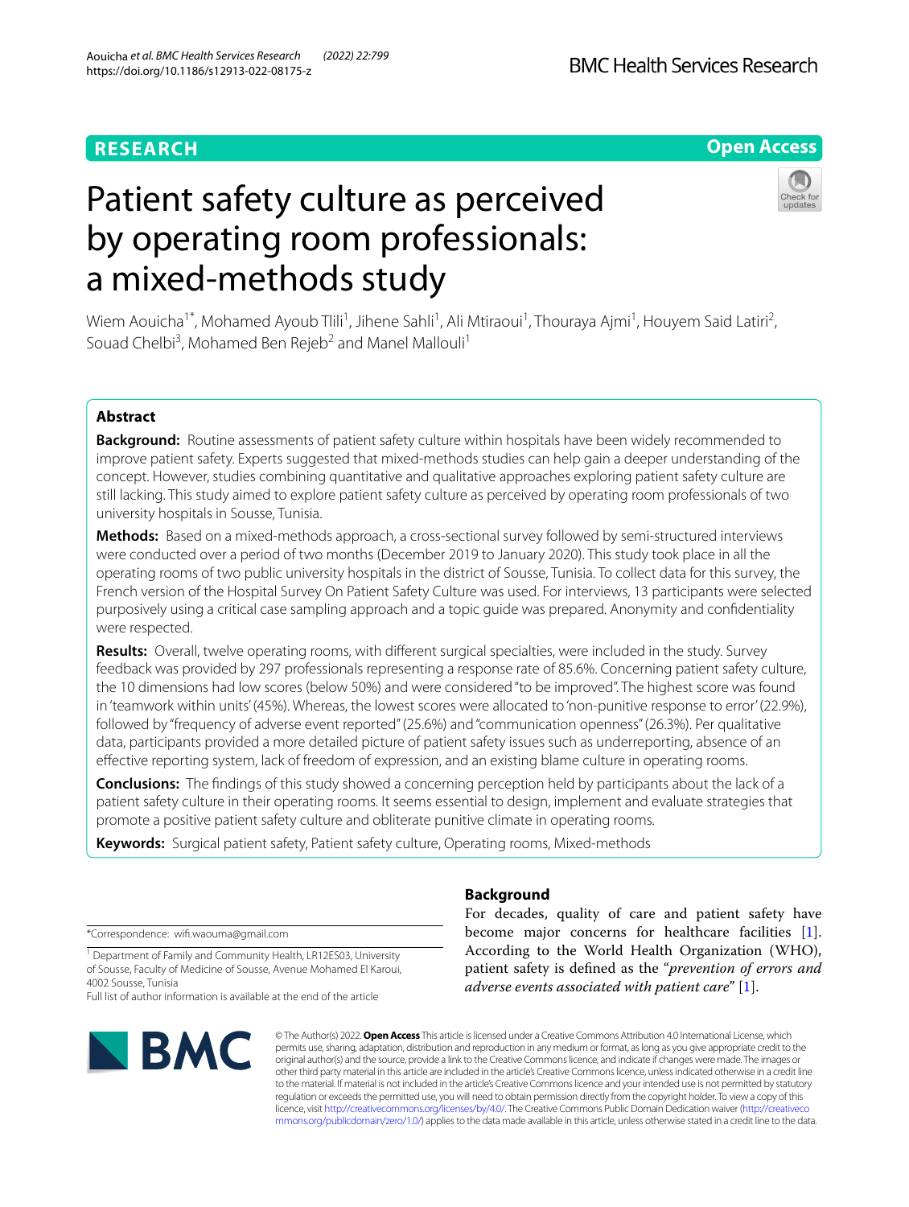RESEARCH

Open Access

# Patient safety culture as perceived by operating room professionals: a mixed-methods study

Wiem Aouicha[1*], Mohamed Ayoub Tlili[1], Jihene Sahli[1], Ali Mtiraoui[1], Thouraya Ajmi[1], Houyem Said Latiri[2], Souad Chelbi[3], Mohamed Ben Rejeb[2] and Manel Mallouli[1]

## Abstract

**Background:** Routine assessments of patient safety culture within hospitals have been widely recommended to improve patient safety. Experts suggested that mixed-methods studies can help gain a deeper understanding of the concept. However, studies combining quantitative and qualitative approaches exploring patient safety culture are still lacking. This study aimed to explore patient safety culture as perceived by operating room professionals of two university hospitals in Sousse, Tunisia.

**Methods:** Based on a mixed-methods approach, a cross-sectional survey followed by semi-structured interviews were conducted over a period of two months (December 2019 to January 2020). This study took place in all the operating rooms of two public university hospitals in the district of Sousse, Tunisia. To collect data for this survey, the French version of the Hospital Survey On Patient Safety Culture was used. For interviews, 13 participants were selected purposively using a critical case sampling approach and a topic guide was prepared. Anonymity and confidentiality were respected.

**Results:** Overall, twelve operating rooms, with different surgical specialties, were included in the study. Survey feedback was provided by 297 professionals representing a response rate of 85.6%. Concerning patient safety culture, the 10 dimensions had low scores (below 50%) and were considered "to be improved". The highest score was found in 'teamwork within units' (45%). Whereas, the lowest scores were allocated to 'non-punitive response to error' (22.9%), followed by "frequency of adverse event reported" (25.6%) and "communication openness" (26.3%). Per qualitative data, participants provided a more detailed picture of patient safety issues such as underreporting, absence of an effective reporting system, lack of freedom of expression, and an existing blame culture in operating rooms.

**Conclusions:** The findings of this study showed a concerning perception held by participants about the lack of a patient safety culture in their operating rooms. It seems essential to design, implement and evaluate strategies that promote a positive patient safety culture and obliterate punitive climate in operating rooms.

**Keywords:** Surgical patient safety, Patient safety culture, Operating rooms, Mixed-methods

## Background

For decades, quality of care and patient safety have become major concerns for healthcare facilities [1]. According to the World Health Organization (WHO), patient safety is defined as the "*prevention of errors and adverse events associated with patient care*" [1].

*Correspondence: wifi.waouma@gmail.com

[1] Department of Family and Community Health, LR12ES03, University of Sousse, Faculty of Medicine of Sousse, Avenue Mohamed El Karoui, 4002 Sousse, Tunisia

Full list of author information is available at the end of the article

© The Author(s) 2022. **Open Access** This article is licensed under a Creative Commons Attribution 4.0 International License, which permits use, sharing, adaptation, distribution and reproduction in any medium or format, as long as you give appropriate credit to the original author(s) and the source, provide a link to the Creative Commons licence, and indicate if changes were made. The images or other third party material in this article are included in the article's Creative Commons licence, unless indicated otherwise in a credit line to the material. If material is not included in the article's Creative Commons licence and your intended use is not permitted by statutory regulation or exceeds the permitted use, you will need to obtain permission directly from the copyright holder. To view a copy of this licence, visit http://creativecommons.org/licenses/by/4.0/. The Creative Commons Public Domain Dedication waiver (http://creativecommons.org/publicdomain/zero/1.0/) applies to the data made available in this article, unless otherwise stated in a credit line to the data.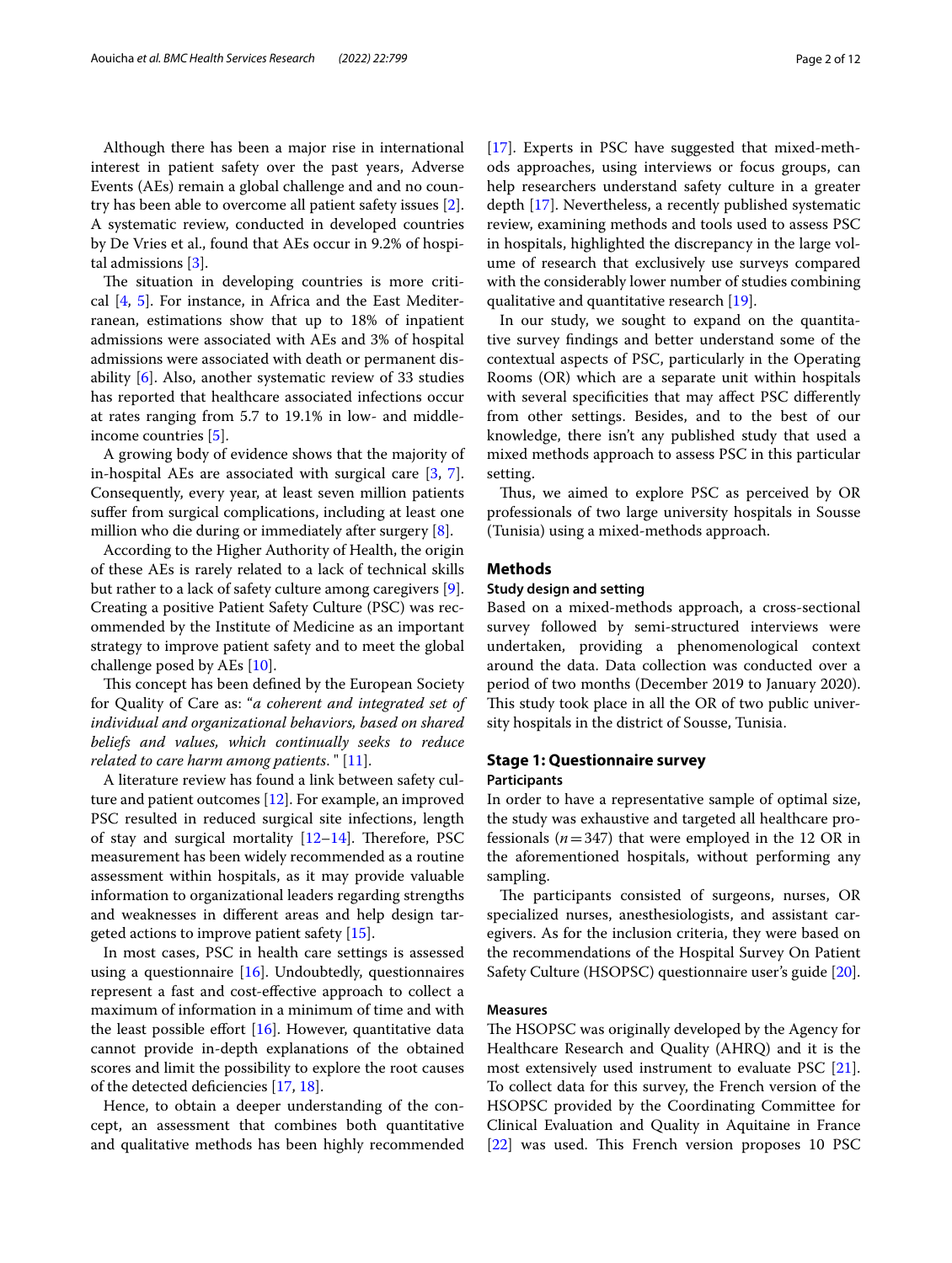Although there has been a major rise in international interest in patient safety over the past years, Adverse Events (AEs) remain a global challenge and and no country has been able to overcome all patient safety issues [2]. A systematic review, conducted in developed countries by De Vries et al., found that AEs occur in 9.2% of hospital admissions [3].

The situation in developing countries is more critical [4, 5]. For instance, in Africa and the East Mediterranean, estimations show that up to 18% of inpatient admissions were associated with AEs and 3% of hospital admissions were associated with death or permanent disability [6]. Also, another systematic review of 33 studies has reported that healthcare associated infections occur at rates ranging from 5.7 to 19.1% in low- and middle-income countries [5].

A growing body of evidence shows that the majority of in-hospital AEs are associated with surgical care [3, 7]. Consequently, every year, at least seven million patients suffer from surgical complications, including at least one million who die during or immediately after surgery [8].

According to the Higher Authority of Health, the origin of these AEs is rarely related to a lack of technical skills but rather to a lack of safety culture among caregivers [9]. Creating a positive Patient Safety Culture (PSC) was recommended by the Institute of Medicine as an important strategy to improve patient safety and to meet the global challenge posed by AEs [10].

This concept has been defined by the European Society for Quality of Care as: "*a coherent and integrated set of individual and organizational behaviors, based on shared beliefs and values, which continually seeks to reduce related to care harm among patients*. " [11].

A literature review has found a link between safety culture and patient outcomes [12]. For example, an improved PSC resulted in reduced surgical site infections, length of stay and surgical mortality [12–14]. Therefore, PSC measurement has been widely recommended as a routine assessment within hospitals, as it may provide valuable information to organizational leaders regarding strengths and weaknesses in different areas and help design targeted actions to improve patient safety [15].

In most cases, PSC in health care settings is assessed using a questionnaire [16]. Undoubtedly, questionnaires represent a fast and cost-effective approach to collect a maximum of information in a minimum of time and with the least possible effort [16]. However, quantitative data cannot provide in-depth explanations of the obtained scores and limit the possibility to explore the root causes of the detected deficiencies [17, 18].

Hence, to obtain a deeper understanding of the concept, an assessment that combines both quantitative and qualitative methods has been highly recommended [17]. Experts in PSC have suggested that mixed-methods approaches, using interviews or focus groups, can help researchers understand safety culture in a greater depth [17]. Nevertheless, a recently published systematic review, examining methods and tools used to assess PSC in hospitals, highlighted the discrepancy in the large volume of research that exclusively use surveys compared with the considerably lower number of studies combining qualitative and quantitative research [19].

In our study, we sought to expand on the quantitative survey findings and better understand some of the contextual aspects of PSC, particularly in the Operating Rooms (OR) which are a separate unit within hospitals with several specificities that may affect PSC differently from other settings. Besides, and to the best of our knowledge, there isn't any published study that used a mixed methods approach to assess PSC in this particular setting.

Thus, we aimed to explore PSC as perceived by OR professionals of two large university hospitals in Sousse (Tunisia) using a mixed-methods approach.

## Methods

### Study design and setting

Based on a mixed-methods approach, a cross-sectional survey followed by semi-structured interviews were undertaken, providing a phenomenological context around the data. Data collection was conducted over a period of two months (December 2019 to January 2020). This study took place in all the OR of two public university hospitals in the district of Sousse, Tunisia.

## Stage 1: Questionnaire survey

### Participants

In order to have a representative sample of optimal size, the study was exhaustive and targeted all healthcare professionals ($n=347$) that were employed in the 12 OR in the aforementioned hospitals, without performing any sampling.

The participants consisted of surgeons, nurses, OR specialized nurses, anesthesiologists, and assistant caregivers. As for the inclusion criteria, they were based on the recommendations of the Hospital Survey On Patient Safety Culture (HSOPSC) questionnaire user's guide [20].

### Measures

The HSOPSC was originally developed by the Agency for Healthcare Research and Quality (AHRQ) and it is the most extensively used instrument to evaluate PSC [21]. To collect data for this survey, the French version of the HSOPSC provided by the Coordinating Committee for Clinical Evaluation and Quality in Aquitaine in France [22] was used. This French version proposes 10 PSC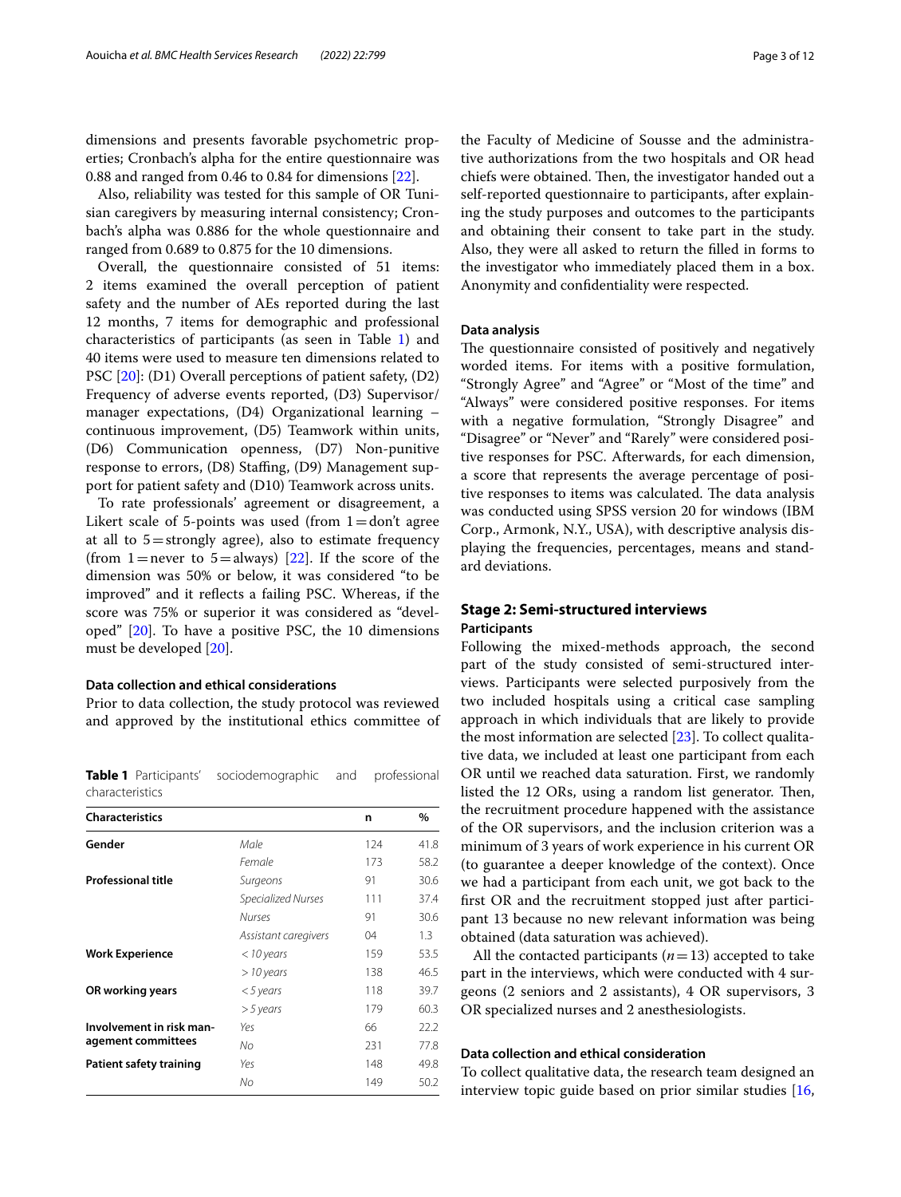dimensions and presents favorable psychometric properties; Cronbach's alpha for the entire questionnaire was 0.88 and ranged from 0.46 to 0.84 for dimensions [22].

Also, reliability was tested for this sample of OR Tunisian caregivers by measuring internal consistency; Cronbach's alpha was 0.886 for the whole questionnaire and ranged from 0.689 to 0.875 for the 10 dimensions.

Overall, the questionnaire consisted of 51 items: 2 items examined the overall perception of patient safety and the number of AEs reported during the last 12 months, 7 items for demographic and professional characteristics of participants (as seen in Table 1) and 40 items were used to measure ten dimensions related to PSC [20]: (D1) Overall perceptions of patient safety, (D2) Frequency of adverse events reported, (D3) Supervisor/manager expectations, (D4) Organizational learning – continuous improvement, (D5) Teamwork within units, (D6) Communication openness, (D7) Non-punitive response to errors, (D8) Staffing, (D9) Management support for patient safety and (D10) Teamwork across units.

To rate professionals' agreement or disagreement, a Likert scale of 5-points was used (from 1 = don't agree at all to 5 = strongly agree), also to estimate frequency (from 1 = never to 5 = always) [22]. If the score of the dimension was 50% or below, it was considered "to be improved" and it reflects a failing PSC. Whereas, if the score was 75% or superior it was considered as "developed" [20]. To have a positive PSC, the 10 dimensions must be developed [20].

#### Data collection and ethical considerations

Prior to data collection, the study protocol was reviewed and approved by the institutional ethics committee of the Faculty of Medicine of Sousse and the administrative authorizations from the two hospitals and OR head chiefs were obtained. Then, the investigator handed out a self-reported questionnaire to participants, after explaining the study purposes and outcomes to the participants and obtaining their consent to take part in the study. Also, they were all asked to return the filled in forms to the investigator who immediately placed them in a box. Anonymity and confidentiality were respected.

**Table 1** Participants' sociodemographic and professional characteristics

| Characteristics | | n | % |
|---|---|---|---|
| **Gender** | *Male* | 124 | 41.8 |
| | *Female* | 173 | 58.2 |
| **Professional title** | *Surgeons* | 91 | 30.6 |
| | *Specialized Nurses* | 111 | 37.4 |
| | *Nurses* | 91 | 30.6 |
| | *Assistant caregivers* | 04 | 1.3 |
| **Work Experience** | *< 10 years* | 159 | 53.5 |
| | *> 10 years* | 138 | 46.5 |
| **OR working years** | *< 5 years* | 118 | 39.7 |
| | *> 5 years* | 179 | 60.3 |
| **Involvement in risk management committees** | *Yes* | 66 | 22.2 |
| | *No* | 231 | 77.8 |
| **Patient safety training** | *Yes* | 148 | 49.8 |
| | *No* | 149 | 50.2 |

#### Data analysis

The questionnaire consisted of positively and negatively worded items. For items with a positive formulation, "Strongly Agree" and "Agree" or "Most of the time" and "Always" were considered positive responses. For items with a negative formulation, "Strongly Disagree" and "Disagree" or "Never" and "Rarely" were considered positive responses for PSC. Afterwards, for each dimension, a score that represents the average percentage of positive responses to items was calculated. The data analysis was conducted using SPSS version 20 for windows (IBM Corp., Armonk, N.Y., USA), with descriptive analysis displaying the frequencies, percentages, means and standard deviations.

### Stage 2: Semi-structured interviews

#### Participants

Following the mixed-methods approach, the second part of the study consisted of semi-structured interviews. Participants were selected purposively from the two included hospitals using a critical case sampling approach in which individuals that are likely to provide the most information are selected [23]. To collect qualitative data, we included at least one participant from each OR until we reached data saturation. First, we randomly listed the 12 ORs, using a random list generator. Then, the recruitment procedure happened with the assistance of the OR supervisors, and the inclusion criterion was a minimum of 3 years of work experience in his current OR (to guarantee a deeper knowledge of the context). Once we had a participant from each unit, we got back to the first OR and the recruitment stopped just after participant 13 because no new relevant information was being obtained (data saturation was achieved).

All the contacted participants ($n = 13$) accepted to take part in the interviews, which were conducted with 4 surgeons (2 seniors and 2 assistants), 4 OR supervisors, 3 OR specialized nurses and 2 anesthesiologists.

#### Data collection and ethical consideration

To collect qualitative data, the research team designed an interview topic guide based on prior similar studies [16,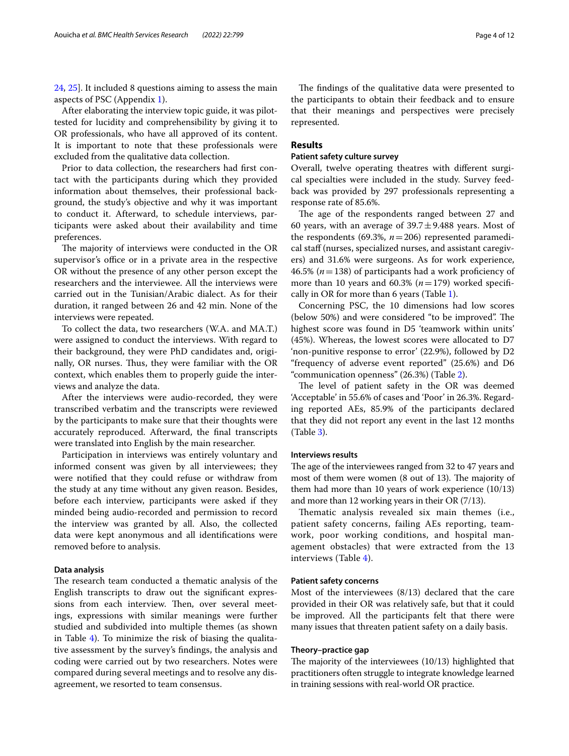24, 25]. It included 8 questions aiming to assess the main aspects of PSC (Appendix 1).

After elaborating the interview topic guide, it was pilot-tested for lucidity and comprehensibility by giving it to OR professionals, who have all approved of its content. It is important to note that these professionals were excluded from the qualitative data collection.

Prior to data collection, the researchers had first contact with the participants during which they provided information about themselves, their professional background, the study's objective and why it was important to conduct it. Afterward, to schedule interviews, participants were asked about their availability and time preferences.

The majority of interviews were conducted in the OR supervisor's office or in a private area in the respective OR without the presence of any other person except the researchers and the interviewee. All the interviews were carried out in the Tunisian/Arabic dialect. As for their duration, it ranged between 26 and 42 min. None of the interviews were repeated.

To collect the data, two researchers (W.A. and MA.T.) were assigned to conduct the interviews. With regard to their background, they were PhD candidates and, originally, OR nurses. Thus, they were familiar with the OR context, which enables them to properly guide the interviews and analyze the data.

After the interviews were audio-recorded, they were transcribed verbatim and the transcripts were reviewed by the participants to make sure that their thoughts were accurately reproduced. Afterward, the final transcripts were translated into English by the main researcher.

Participation in interviews was entirely voluntary and informed consent was given by all interviewees; they were notified that they could refuse or withdraw from the study at any time without any given reason. Besides, before each interview, participants were asked if they minded being audio-recorded and permission to record the interview was granted by all. Also, the collected data were kept anonymous and all identifications were removed before to analysis.

### Data analysis

The research team conducted a thematic analysis of the English transcripts to draw out the significant expressions from each interview. Then, over several meetings, expressions with similar meanings were further studied and subdivided into multiple themes (as shown in Table 4). To minimize the risk of biasing the qualitative assessment by the survey's findings, the analysis and coding were carried out by two researchers. Notes were compared during several meetings and to resolve any disagreement, we resorted to team consensus.

The findings of the qualitative data were presented to the participants to obtain their feedback and to ensure that their meanings and perspectives were precisely represented.

## Results

### Patient safety culture survey

Overall, twelve operating theatres with different surgical specialties were included in the study. Survey feedback was provided by 297 professionals representing a response rate of 85.6%.

The age of the respondents ranged between 27 and 60 years, with an average of $39.7 \pm 9.488$ years. Most of the respondents (69.3%, $n=206$) represented paramedical staff (nurses, specialized nurses, and assistant caregivers) and 31.6% were surgeons. As for work experience, 46.5% ($n=138$) of participants had a work proficiency of more than 10 years and 60.3% ($n=179$) worked specifically in OR for more than 6 years (Table 1).

Concerning PSC, the 10 dimensions had low scores (below 50%) and were considered "to be improved". The highest score was found in D5 'teamwork within units' (45%). Whereas, the lowest scores were allocated to D7 'non-punitive response to error' (22.9%), followed by D2 "frequency of adverse event reported" (25.6%) and D6 "communication openness" (26.3%) (Table 2).

The level of patient safety in the OR was deemed 'Acceptable' in 55.6% of cases and 'Poor' in 26.3%. Regarding reported AEs, 85.9% of the participants declared that they did not report any event in the last 12 months (Table 3).

### Interviews results

The age of the interviewees ranged from 32 to 47 years and most of them were women (8 out of 13). The majority of them had more than 10 years of work experience (10/13) and more than 12 working years in their OR (7/13).

Thematic analysis revealed six main themes (i.e., patient safety concerns, failing AEs reporting, teamwork, poor working conditions, and hospital management obstacles) that were extracted from the 13 interviews (Table 4).

### Patient safety concerns

Most of the interviewees (8/13) declared that the care provided in their OR was relatively safe, but that it could be improved. All the participants felt that there were many issues that threaten patient safety on a daily basis.

### Theory–practice gap

The majority of the interviewees (10/13) highlighted that practitioners often struggle to integrate knowledge learned in training sessions with real-world OR practice.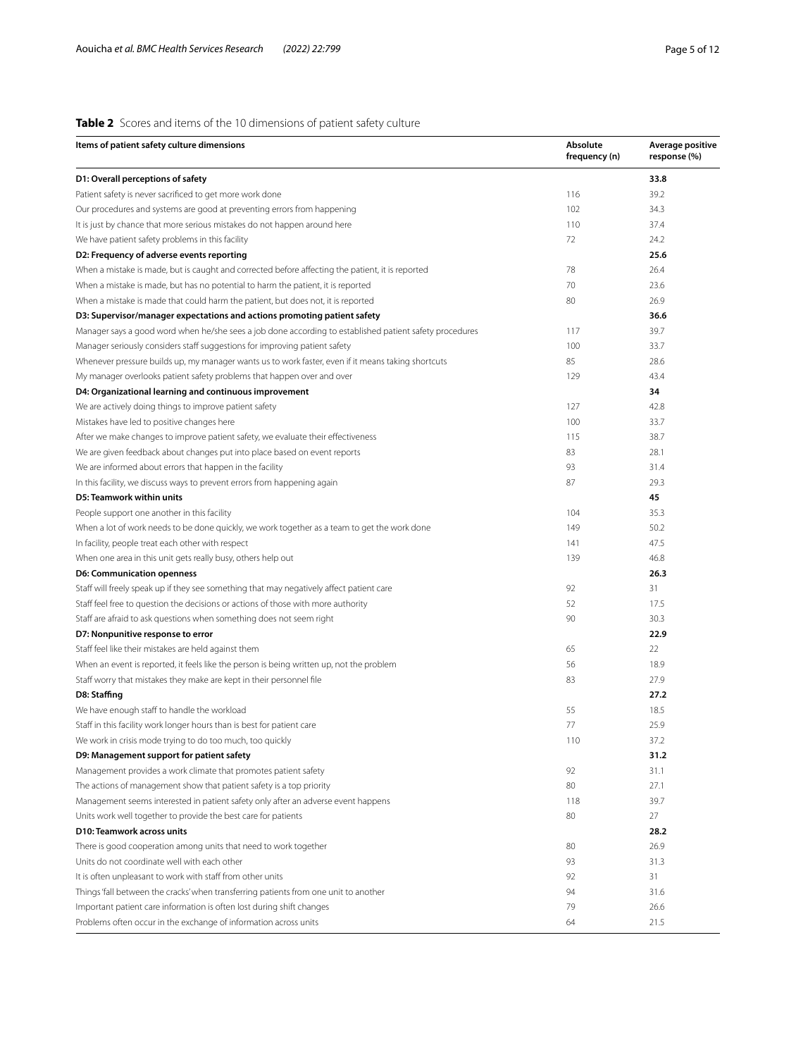**Table 2** Scores and items of the 10 dimensions of patient safety culture

| Items of patient safety culture dimensions | Absolute frequency (n) | Average positive response (%) |
|---|---|---|
| **D1: Overall perceptions of safety** | | **33.8** |
| Patient safety is never sacrificed to get more work done | 116 | 39.2 |
| Our procedures and systems are good at preventing errors from happening | 102 | 34.3 |
| It is just by chance that more serious mistakes do not happen around here | 110 | 37.4 |
| We have patient safety problems in this facility | 72 | 24.2 |
| **D2: Frequency of adverse events reporting** | | **25.6** |
| When a mistake is made, but is caught and corrected before affecting the patient, it is reported | 78 | 26.4 |
| When a mistake is made, but has no potential to harm the patient, it is reported | 70 | 23.6 |
| When a mistake is made that could harm the patient, but does not, it is reported | 80 | 26.9 |
| **D3: Supervisor/manager expectations and actions promoting patient safety** | | **36.6** |
| Manager says a good word when he/she sees a job done according to established patient safety procedures | 117 | 39.7 |
| Manager seriously considers staff suggestions for improving patient safety | 100 | 33.7 |
| Whenever pressure builds up, my manager wants us to work faster, even if it means taking shortcuts | 85 | 28.6 |
| My manager overlooks patient safety problems that happen over and over | 129 | 43.4 |
| **D4: Organizational learning and continuous improvement** | | **34** |
| We are actively doing things to improve patient safety | 127 | 42.8 |
| Mistakes have led to positive changes here | 100 | 33.7 |
| After we make changes to improve patient safety, we evaluate their effectiveness | 115 | 38.7 |
| We are given feedback about changes put into place based on event reports | 83 | 28.1 |
| We are informed about errors that happen in the facility | 93 | 31.4 |
| In this facility, we discuss ways to prevent errors from happening again | 87 | 29.3 |
| **D5: Teamwork within units** | | **45** |
| People support one another in this facility | 104 | 35.3 |
| When a lot of work needs to be done quickly, we work together as a team to get the work done | 149 | 50.2 |
| In facility, people treat each other with respect | 141 | 47.5 |
| When one area in this unit gets really busy, others help out | 139 | 46.8 |
| **D6: Communication openness** | | **26.3** |
| Staff will freely speak up if they see something that may negatively affect patient care | 92 | 31 |
| Staff feel free to question the decisions or actions of those with more authority | 52 | 17.5 |
| Staff are afraid to ask questions when something does not seem right | 90 | 30.3 |
| **D7: Nonpunitive response to error** | | **22.9** |
| Staff feel like their mistakes are held against them | 65 | 22 |
| When an event is reported, it feels like the person is being written up, not the problem | 56 | 18.9 |
| Staff worry that mistakes they make are kept in their personnel file | 83 | 27.9 |
| **D8: Staffing** | | **27.2** |
| We have enough staff to handle the workload | 55 | 18.5 |
| Staff in this facility work longer hours than is best for patient care | 77 | 25.9 |
| We work in crisis mode trying to do too much, too quickly | 110 | 37.2 |
| **D9: Management support for patient safety** | | **31.2** |
| Management provides a work climate that promotes patient safety | 92 | 31.1 |
| The actions of management show that patient safety is a top priority | 80 | 27.1 |
| Management seems interested in patient safety only after an adverse event happens | 118 | 39.7 |
| Units work well together to provide the best care for patients | 80 | 27 |
| **D10: Teamwork across units** | | **28.2** |
| There is good cooperation among units that need to work together | 80 | 26.9 |
| Units do not coordinate well with each other | 93 | 31.3 |
| It is often unpleasant to work with staff from other units | 92 | 31 |
| Things 'fall between the cracks' when transferring patients from one unit to another | 94 | 31.6 |
| Important patient care information is often lost during shift changes | 79 | 26.6 |
| Problems often occur in the exchange of information across units | 64 | 21.5 |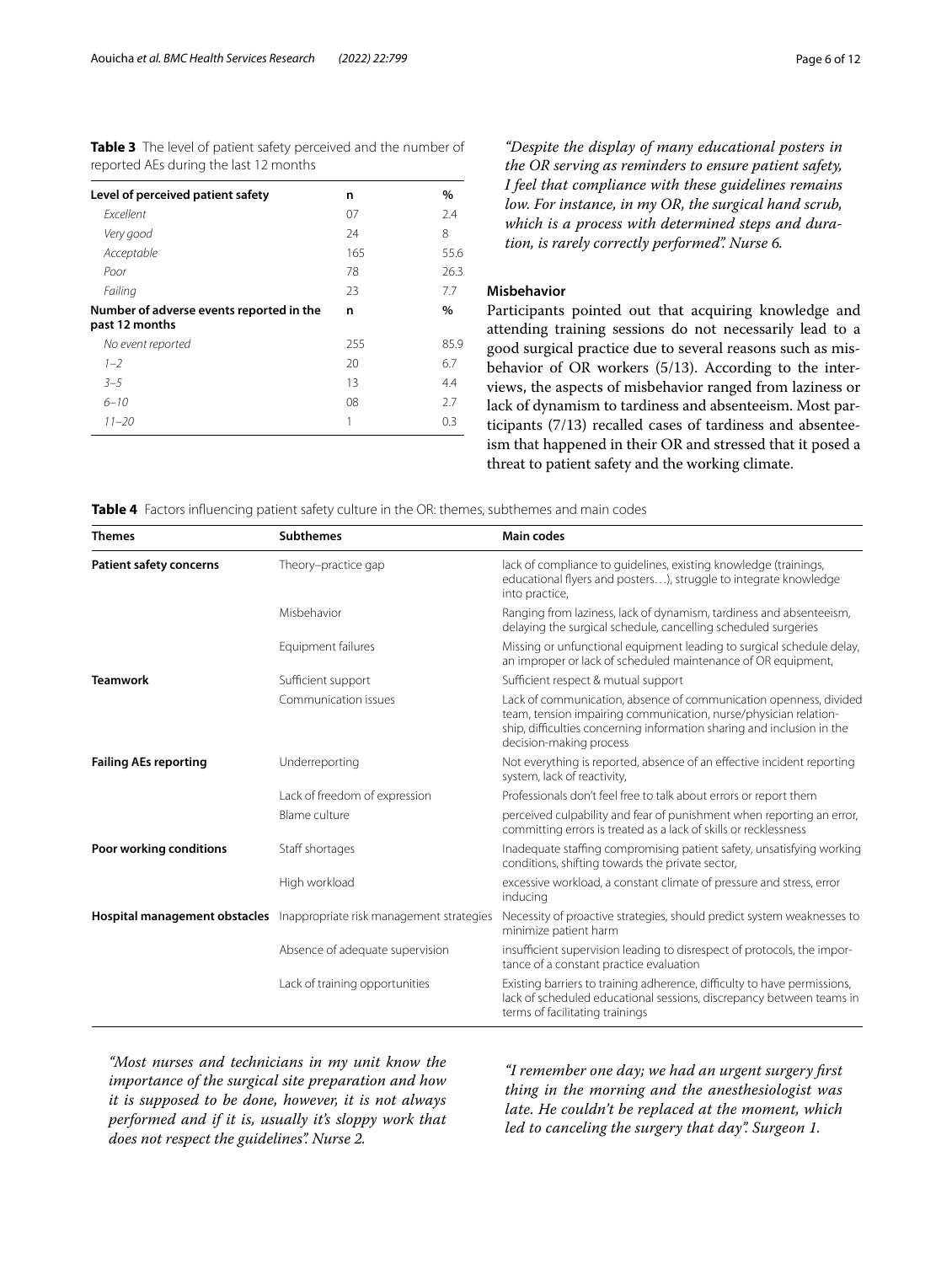**Table 3** The level of patient safety perceived and the number of reported AEs during the last 12 months

| Level of perceived patient safety | n | % |
|---|---|---|
| *Excellent* | 07 | 2.4 |
| *Very good* | 24 | 8 |
| *Acceptable* | 165 | 55.6 |
| *Poor* | 78 | 26.3 |
| *Failing* | 23 | 7.7 |
| **Number of adverse events reported in the past 12 months** | **n** | **%** |
| *No event reported* | 255 | 85.9 |
| *1–2* | 20 | 6.7 |
| *3–5* | 13 | 4.4 |
| *6–10* | 08 | 2.7 |
| *11–20* | 1 | 0.3 |

*"Despite the display of many educational posters in the OR serving as reminders to ensure patient safety, I feel that compliance with these guidelines remains low. For instance, in my OR, the surgical hand scrub, which is a process with determined steps and duration, is rarely correctly performed". Nurse 6.*

#### Misbehavior

Participants pointed out that acquiring knowledge and attending training sessions do not necessarily lead to a good surgical practice due to several reasons such as misbehavior of OR workers (5/13). According to the interviews, the aspects of misbehavior ranged from laziness or lack of dynamism to tardiness and absenteeism. Most participants (7/13) recalled cases of tardiness and absenteeism that happened in their OR and stressed that it posed a threat to patient safety and the working climate.

**Table 4** Factors influencing patient safety culture in the OR: themes, subthemes and main codes

| Themes | Subthemes | Main codes |
|---|---|---|
| **Patient safety concerns** | Theory–practice gap | lack of compliance to guidelines, existing knowledge (trainings, educational flyers and posters…), struggle to integrate knowledge into practice, |
| | Misbehavior | Ranging from laziness, lack of dynamism, tardiness and absenteeism, delaying the surgical schedule, cancelling scheduled surgeries |
| | Equipment failures | Missing or unfunctional equipment leading to surgical schedule delay, an improper or lack of scheduled maintenance of OR equipment, |
| **Teamwork** | Sufficient support | Sufficient respect & mutual support |
| | Communication issues | Lack of communication, absence of communication openness, divided team, tension impairing communication, nurse/physician relationship, difficulties concerning information sharing and inclusion in the decision-making process |
| **Failing AEs reporting** | Underreporting | Not everything is reported, absence of an effective incident reporting system, lack of reactivity, |
| | Lack of freedom of expression | Professionals don't feel free to talk about errors or report them |
| | Blame culture | perceived culpability and fear of punishment when reporting an error, committing errors is treated as a lack of skills or recklessness |
| **Poor working conditions** | Staff shortages | Inadequate staffing compromising patient safety, unsatisfying working conditions, shifting towards the private sector, |
| | High workload | excessive workload, a constant climate of pressure and stress, error inducing |
| **Hospital management obstacles** | Inappropriate risk management strategies | Necessity of proactive strategies, should predict system weaknesses to minimize patient harm |
| | Absence of adequate supervision | insufficient supervision leading to disrespect of protocols, the importance of a constant practice evaluation |
| | Lack of training opportunities | Existing barriers to training adherence, difficulty to have permissions, lack of scheduled educational sessions, discrepancy between teams in terms of facilitating trainings |

*"Most nurses and technicians in my unit know the importance of the surgical site preparation and how it is supposed to be done, however, it is not always performed and if it is, usually it's sloppy work that does not respect the guidelines". Nurse 2.*

*"I remember one day; we had an urgent surgery first thing in the morning and the anesthesiologist was late. He couldn't be replaced at the moment, which led to canceling the surgery that day". Surgeon 1.*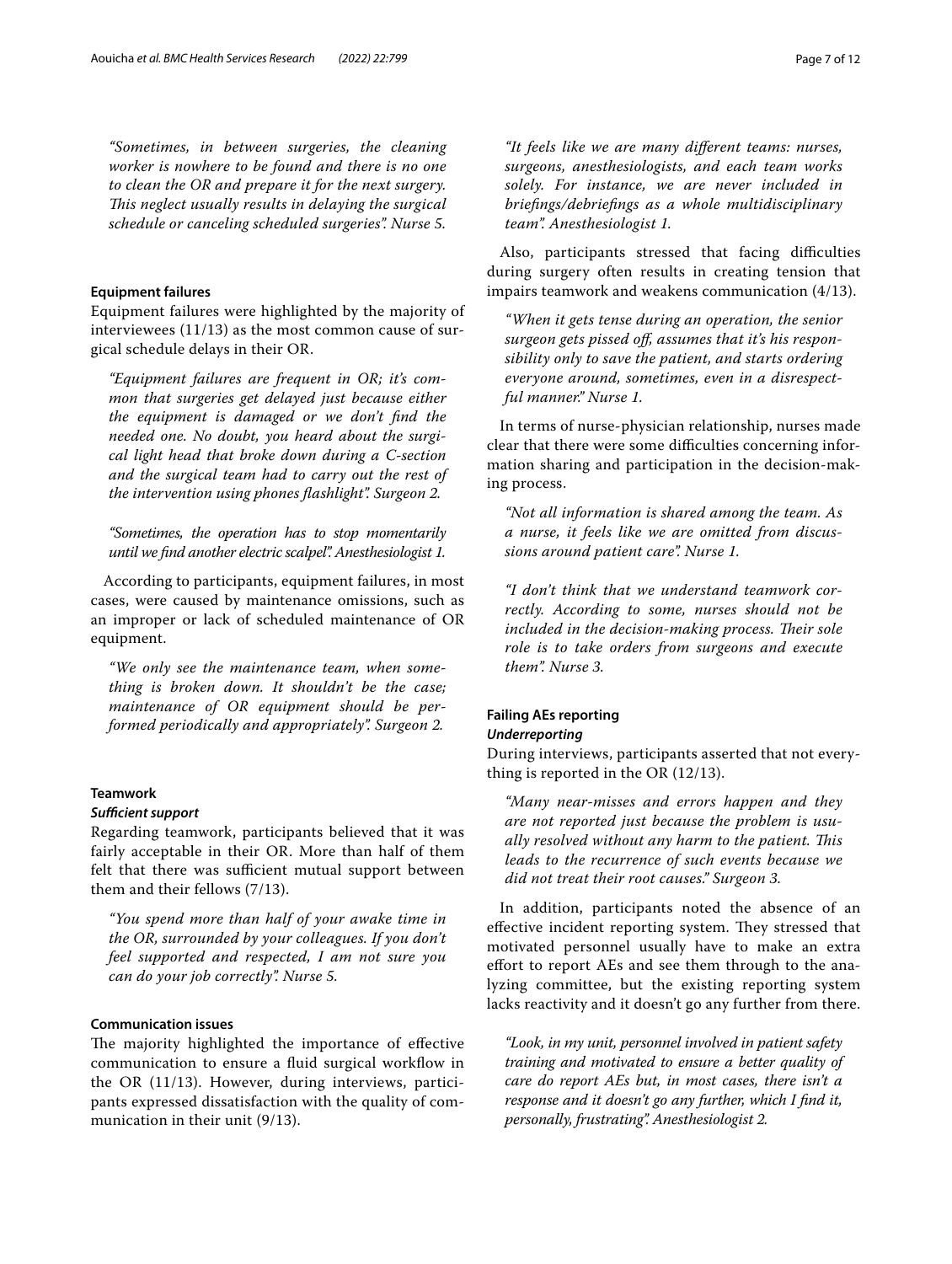*"Sometimes, in between surgeries, the cleaning worker is nowhere to be found and there is no one to clean the OR and prepare it for the next surgery. This neglect usually results in delaying the surgical schedule or canceling scheduled surgeries". Nurse 5.*

#### Equipment failures

Equipment failures were highlighted by the majority of interviewees (11/13) as the most common cause of surgical schedule delays in their OR.

> *"Equipment failures are frequent in OR; it's common that surgeries get delayed just because either the equipment is damaged or we don't find the needed one. No doubt, you heard about the surgical light head that broke down during a C-section and the surgical team had to carry out the rest of the intervention using phones flashlight". Surgeon 2.*

> *"Sometimes, the operation has to stop momentarily until we find another electric scalpel". Anesthesiologist 1.*

According to participants, equipment failures, in most cases, were caused by maintenance omissions, such as an improper or lack of scheduled maintenance of OR equipment.

> *"We only see the maintenance team, when something is broken down. It shouldn't be the case; maintenance of OR equipment should be performed periodically and appropriately". Surgeon 2.*

#### Teamwork

##### *Sufficient support*

Regarding teamwork, participants believed that it was fairly acceptable in their OR. More than half of them felt that there was sufficient mutual support between them and their fellows (7/13).

> *"You spend more than half of your awake time in the OR, surrounded by your colleagues. If you don't feel supported and respected, I am not sure you can do your job correctly". Nurse 5.*

#### Communication issues

The majority highlighted the importance of effective communication to ensure a fluid surgical workflow in the OR (11/13). However, during interviews, participants expressed dissatisfaction with the quality of communication in their unit (9/13).

> *"It feels like we are many different teams: nurses, surgeons, anesthesiologists, and each team works solely. For instance, we are never included in briefings/debriefings as a whole multidisciplinary team". Anesthesiologist 1.*

Also, participants stressed that facing difficulties during surgery often results in creating tension that impairs teamwork and weakens communication (4/13).

> *"When it gets tense during an operation, the senior surgeon gets pissed off, assumes that it's his responsibility only to save the patient, and starts ordering everyone around, sometimes, even in a disrespectful manner." Nurse 1.*

In terms of nurse-physician relationship, nurses made clear that there were some difficulties concerning information sharing and participation in the decision-making process.

> *"Not all information is shared among the team. As a nurse, it feels like we are omitted from discussions around patient care". Nurse 1.*

> *"I don't think that we understand teamwork correctly. According to some, nurses should not be included in the decision-making process. Their sole role is to take orders from surgeons and execute them". Nurse 3.*

#### Failing AEs reporting

##### *Underreporting*

During interviews, participants asserted that not everything is reported in the OR (12/13).

> *"Many near-misses and errors happen and they are not reported just because the problem is usually resolved without any harm to the patient. This leads to the recurrence of such events because we did not treat their root causes." Surgeon 3.*

In addition, participants noted the absence of an effective incident reporting system. They stressed that motivated personnel usually have to make an extra effort to report AEs and see them through to the analyzing committee, but the existing reporting system lacks reactivity and it doesn't go any further from there.

> *"Look, in my unit, personnel involved in patient safety training and motivated to ensure a better quality of care do report AEs but, in most cases, there isn't a response and it doesn't go any further, which I find it, personally, frustrating". Anesthesiologist 2.*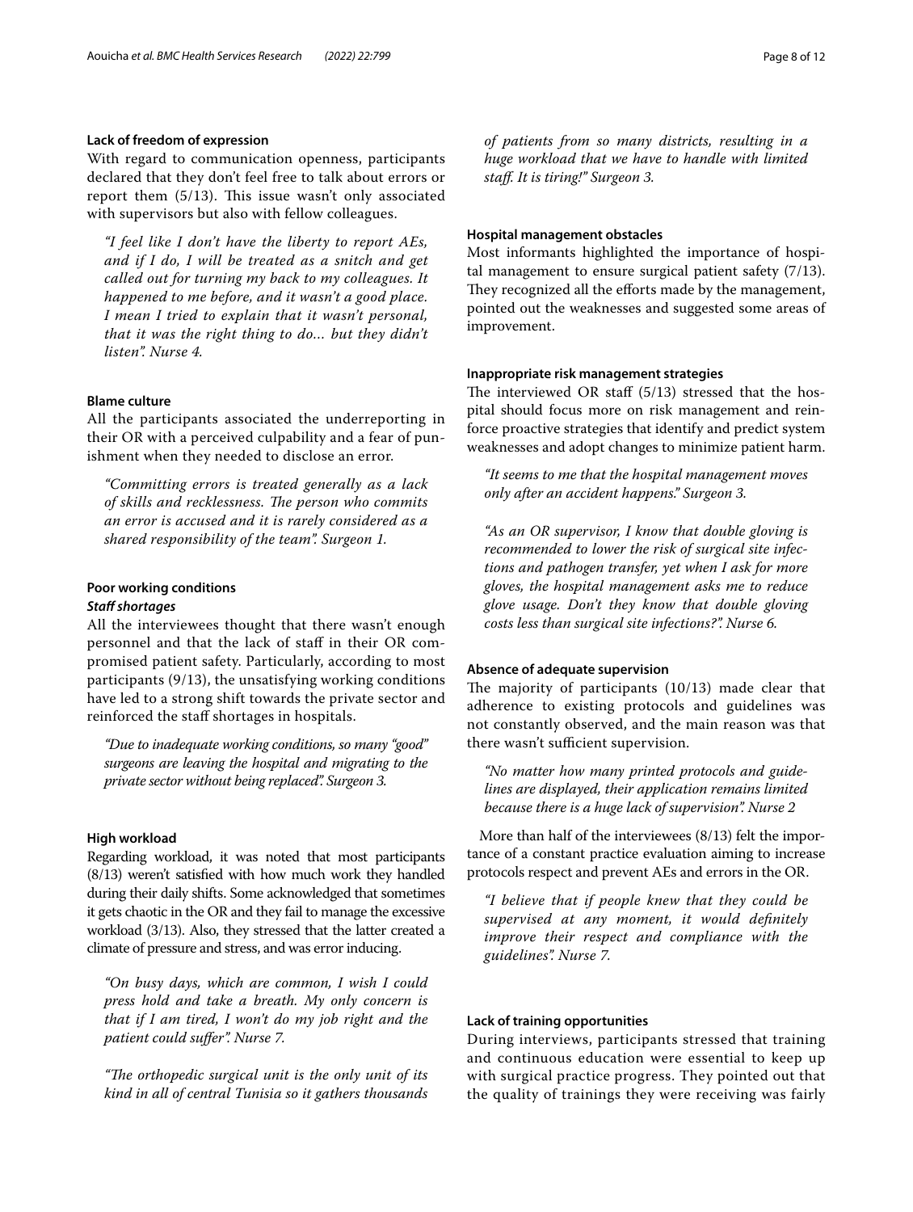#### Lack of freedom of expression

With regard to communication openness, participants declared that they don't feel free to talk about errors or report them (5/13). This issue wasn't only associated with supervisors but also with fellow colleagues.

> *"I feel like I don't have the liberty to report AEs, and if I do, I will be treated as a snitch and get called out for turning my back to my colleagues. It happened to me before, and it wasn't a good place. I mean I tried to explain that it wasn't personal, that it was the right thing to do... but they didn't listen". Nurse 4.*

#### Blame culture

All the participants associated the underreporting in their OR with a perceived culpability and a fear of punishment when they needed to disclose an error.

> *"Committing errors is treated generally as a lack of skills and recklessness. The person who commits an error is accused and it is rarely considered as a shared responsibility of the team". Surgeon 1.*

#### Poor working conditions

##### *Staff shortages*

All the interviewees thought that there wasn't enough personnel and that the lack of staff in their OR compromised patient safety. Particularly, according to most participants (9/13), the unsatisfying working conditions have led to a strong shift towards the private sector and reinforced the staff shortages in hospitals.

> *"Due to inadequate working conditions, so many "good" surgeons are leaving the hospital and migrating to the private sector without being replaced". Surgeon 3.*

#### High workload

Regarding workload, it was noted that most participants (8/13) weren't satisfied with how much work they handled during their daily shifts. Some acknowledged that sometimes it gets chaotic in the OR and they fail to manage the excessive workload (3/13). Also, they stressed that the latter created a climate of pressure and stress, and was error inducing.

> *"On busy days, which are common, I wish I could press hold and take a breath. My only concern is that if I am tired, I won't do my job right and the patient could suffer". Nurse 7.*

> *"The orthopedic surgical unit is the only unit of its kind in all of central Tunisia so it gathers thousands of patients from so many districts, resulting in a huge workload that we have to handle with limited staff. It is tiring!" Surgeon 3.*

#### Hospital management obstacles

Most informants highlighted the importance of hospital management to ensure surgical patient safety (7/13). They recognized all the efforts made by the management, pointed out the weaknesses and suggested some areas of improvement.

#### Inappropriate risk management strategies

The interviewed OR staff (5/13) stressed that the hospital should focus more on risk management and reinforce proactive strategies that identify and predict system weaknesses and adopt changes to minimize patient harm.

> *"It seems to me that the hospital management moves only after an accident happens." Surgeon 3.*

> *"As an OR supervisor, I know that double gloving is recommended to lower the risk of surgical site infections and pathogen transfer, yet when I ask for more gloves, the hospital management asks me to reduce glove usage. Don't they know that double gloving costs less than surgical site infections?". Nurse 6.*

#### Absence of adequate supervision

The majority of participants (10/13) made clear that adherence to existing protocols and guidelines was not constantly observed, and the main reason was that there wasn't sufficient supervision.

> *"No matter how many printed protocols and guidelines are displayed, their application remains limited because there is a huge lack of supervision". Nurse 2*

More than half of the interviewees (8/13) felt the importance of a constant practice evaluation aiming to increase protocols respect and prevent AEs and errors in the OR.

> *"I believe that if people knew that they could be supervised at any moment, it would definitely improve their respect and compliance with the guidelines". Nurse 7.*

#### Lack of training opportunities

During interviews, participants stressed that training and continuous education were essential to keep up with surgical practice progress. They pointed out that the quality of trainings they were receiving was fairly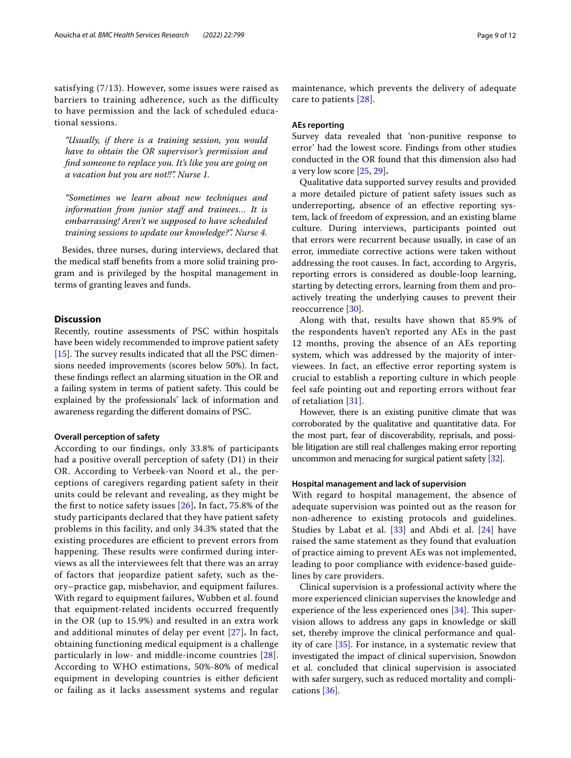satisfying (7/13). However, some issues were raised as barriers to training adherence, such as the difficulty to have permission and the lack of scheduled educational sessions.

> *"Usually, if there is a training session, you would have to obtain the OR supervisor's permission and find someone to replace you. It's like you are going on a vacation but you are not!!". Nurse 1.*

> *"Sometimes we learn about new techniques and information from junior staff and trainees… It is embarrassing! Aren't we supposed to have scheduled training sessions to update our knowledge?". Nurse 4.*

Besides, three nurses, during interviews, declared that the medical staff benefits from a more solid training program and is privileged by the hospital management in terms of granting leaves and funds.

## Discussion

Recently, routine assessments of PSC within hospitals have been widely recommended to improve patient safety [15]. The survey results indicated that all the PSC dimensions needed improvements (scores below 50%). In fact, these findings reflect an alarming situation in the OR and a failing system in terms of patient safety. This could be explained by the professionals' lack of information and awareness regarding the different domains of PSC.

### Overall perception of safety

According to our findings, only 33.8% of participants had a positive overall perception of safety (D1) in their OR. According to Verbeek-van Noord et al., the perceptions of caregivers regarding patient safety in their units could be relevant and revealing, as they might be the first to notice safety issues [26]**.** In fact, 75.8% of the study participants declared that they have patient safety problems in this facility, and only 34.3% stated that the existing procedures are efficient to prevent errors from happening. These results were confirmed during interviews as all the interviewees felt that there was an array of factors that jeopardize patient safety, such as theory–practice gap, misbehavior, and equipment failures. With regard to equipment failures, Wubben et al. found that equipment-related incidents occurred frequently in the OR (up to 15.9%) and resulted in an extra work and additional minutes of delay per event [27]**.** In fact, obtaining functioning medical equipment is a challenge particularly in low- and middle-income countries [28]. According to WHO estimations, 50%-80% of medical equipment in developing countries is either deficient or failing as it lacks assessment systems and regular maintenance, which prevents the delivery of adequate care to patients [28].

### AEs reporting

Survey data revealed that 'non-punitive response to error' had the lowest score. Findings from other studies conducted in the OR found that this dimension also had a very low score [25, 29]**.**

Qualitative data supported survey results and provided a more detailed picture of patient safety issues such as underreporting, absence of an effective reporting system, lack of freedom of expression, and an existing blame culture. During interviews, participants pointed out that errors were recurrent because usually, in case of an error, immediate corrective actions were taken without addressing the root causes. In fact, according to Argyris, reporting errors is considered as double-loop learning, starting by detecting errors, learning from them and proactively treating the underlying causes to prevent their reoccurrence [30].

Along with that, results have shown that 85.9% of the respondents haven't reported any AEs in the past 12 months, proving the absence of an AEs reporting system, which was addressed by the majority of interviewees. In fact, an effective error reporting system is crucial to establish a reporting culture in which people feel safe pointing out and reporting errors without fear of retaliation [31].

However, there is an existing punitive climate that was corroborated by the qualitative and quantitative data. For the most part, fear of discoverability, reprisals, and possible litigation are still real challenges making error reporting uncommon and menacing for surgical patient safety [32].

### Hospital management and lack of supervision

With regard to hospital management, the absence of adequate supervision was pointed out as the reason for non-adherence to existing protocols and guidelines. Studies by Labat et al. [33] and Abdi et al. [24] have raised the same statement as they found that evaluation of practice aiming to prevent AEs was not implemented, leading to poor compliance with evidence-based guidelines by care providers.

Clinical supervision is a professional activity where the more experienced clinician supervises the knowledge and experience of the less experienced ones [34]. This supervision allows to address any gaps in knowledge or skill set, thereby improve the clinical performance and quality of care [35]. For instance, in a systematic review that investigated the impact of clinical supervision, Snowdon et al. concluded that clinical supervision is associated with safer surgery, such as reduced mortality and complications [36].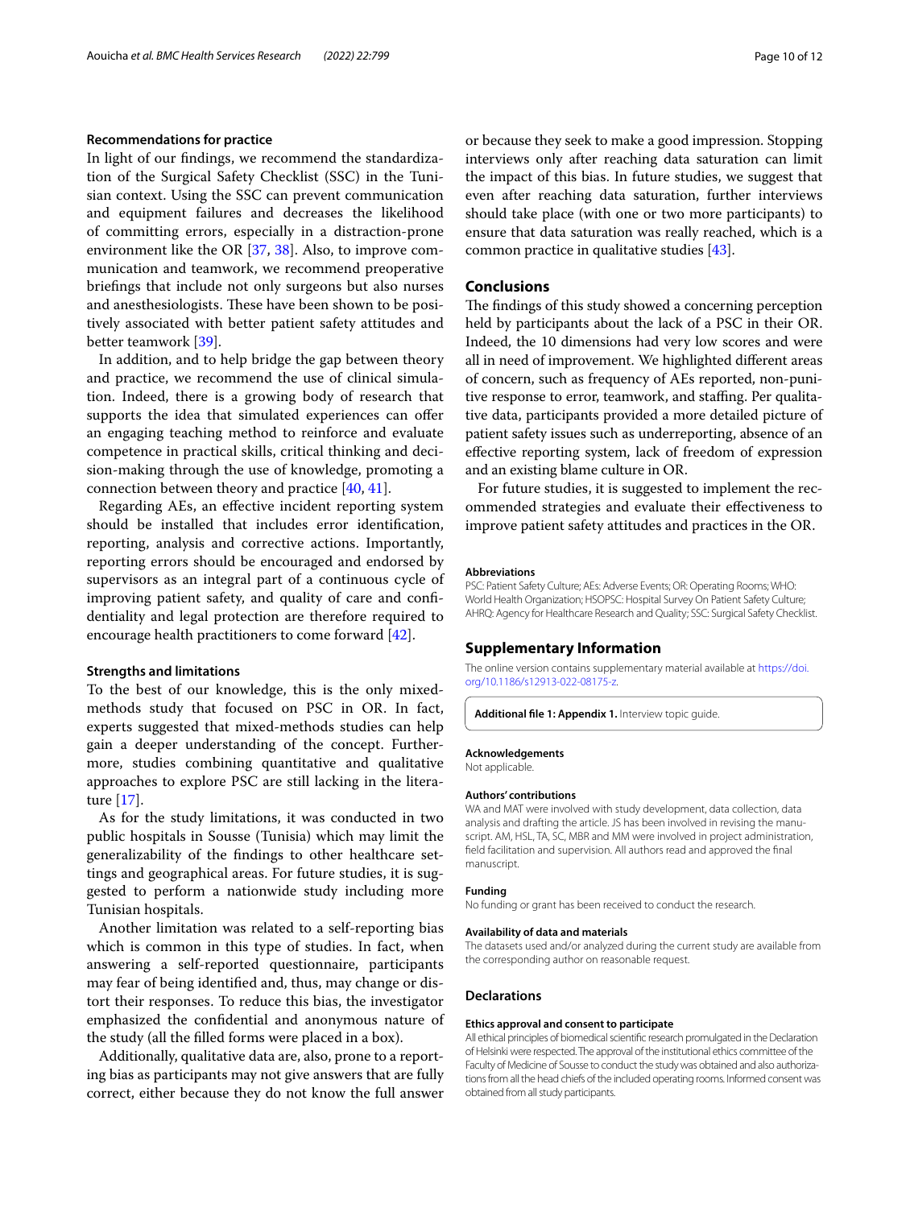### Recommendations for practice

In light of our findings, we recommend the standardization of the Surgical Safety Checklist (SSC) in the Tunisian context. Using the SSC can prevent communication and equipment failures and decreases the likelihood of committing errors, especially in a distraction-prone environment like the OR [37, 38]. Also, to improve communication and teamwork, we recommend preoperative briefings that include not only surgeons but also nurses and anesthesiologists. These have been shown to be positively associated with better patient safety attitudes and better teamwork [39].

In addition, and to help bridge the gap between theory and practice, we recommend the use of clinical simulation. Indeed, there is a growing body of research that supports the idea that simulated experiences can offer an engaging teaching method to reinforce and evaluate competence in practical skills, critical thinking and decision-making through the use of knowledge, promoting a connection between theory and practice [40, 41].

Regarding AEs, an effective incident reporting system should be installed that includes error identification, reporting, analysis and corrective actions. Importantly, reporting errors should be encouraged and endorsed by supervisors as an integral part of a continuous cycle of improving patient safety, and quality of care and confidentiality and legal protection are therefore required to encourage health practitioners to come forward [42].

### Strengths and limitations

To the best of our knowledge, this is the only mixed-methods study that focused on PSC in OR. In fact, experts suggested that mixed-methods studies can help gain a deeper understanding of the concept. Furthermore, studies combining quantitative and qualitative approaches to explore PSC are still lacking in the literature [17].

As for the study limitations, it was conducted in two public hospitals in Sousse (Tunisia) which may limit the generalizability of the findings to other healthcare settings and geographical areas. For future studies, it is suggested to perform a nationwide study including more Tunisian hospitals.

Another limitation was related to a self-reporting bias which is common in this type of studies. In fact, when answering a self-reported questionnaire, participants may fear of being identified and, thus, may change or distort their responses. To reduce this bias, the investigator emphasized the confidential and anonymous nature of the study (all the filled forms were placed in a box).

Additionally, qualitative data are, also, prone to a reporting bias as participants may not give answers that are fully correct, either because they do not know the full answer or because they seek to make a good impression. Stopping interviews only after reaching data saturation can limit the impact of this bias. In future studies, we suggest that even after reaching data saturation, further interviews should take place (with one or two more participants) to ensure that data saturation was really reached, which is a common practice in qualitative studies [43].

## Conclusions

The findings of this study showed a concerning perception held by participants about the lack of a PSC in their OR. Indeed, the 10 dimensions had very low scores and were all in need of improvement. We highlighted different areas of concern, such as frequency of AEs reported, non-punitive response to error, teamwork, and staffing. Per qualitative data, participants provided a more detailed picture of patient safety issues such as underreporting, absence of an effective reporting system, lack of freedom of expression and an existing blame culture in OR.

For future studies, it is suggested to implement the recommended strategies and evaluate their effectiveness to improve patient safety attitudes and practices in the OR.

#### Abbreviations

PSC: Patient Safety Culture; AEs: Adverse Events; OR: Operating Rooms; WHO: World Health Organization; HSOPSC: Hospital Survey On Patient Safety Culture; AHRQ: Agency for Healthcare Research and Quality; SSC: Surgical Safety Checklist.

## Supplementary Information

The online version contains supplementary material available at https://doi.org/10.1186/s12913-022-08175-z.

**Additional file 1: Appendix 1.** Interview topic guide.

#### Acknowledgements

Not applicable.

#### Authors' contributions

WA and MAT were involved with study development, data collection, data analysis and drafting the article. JS has been involved in revising the manuscript. AM, HSL, TA, SC, MBR and MM were involved in project administration, field facilitation and supervision. All authors read and approved the final manuscript.

#### Funding

No funding or grant has been received to conduct the research.

#### Availability of data and materials

The datasets used and/or analyzed during the current study are available from the corresponding author on reasonable request.

## Declarations

#### Ethics approval and consent to participate

All ethical principles of biomedical scientific research promulgated in the Declaration of Helsinki were respected. The approval of the institutional ethics committee of the Faculty of Medicine of Sousse to conduct the study was obtained and also authorizations from all the head chiefs of the included operating rooms. Informed consent was obtained from all study participants.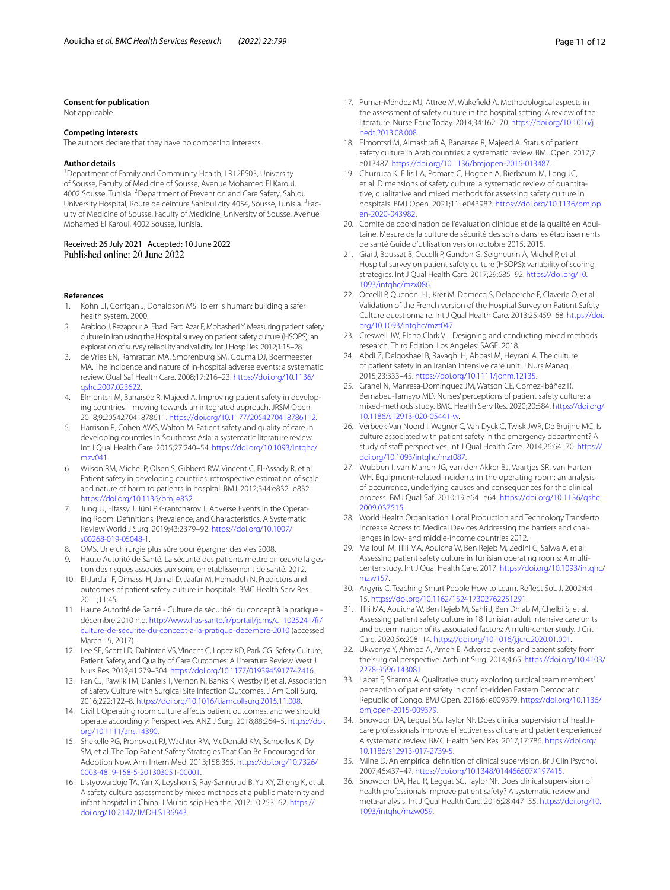### Consent for publication

Not applicable.

### Competing interests

The authors declare that they have no competing interests.

### Author details

[1]Department of Family and Community Health, LR12ES03, University of Sousse, Faculty of Medicine of Sousse, Avenue Mohamed El Karoui, 4002 Sousse, Tunisia. [2]Department of Prevention and Care Safety, Sahloul University Hospital, Route de ceinture Sahloul city 4054, Sousse, Tunisia. [3]Faculty of Medicine of Sousse, Faculty of Medicine, University of Sousse, Avenue Mohamed El Karoui, 4002 Sousse, Tunisia.

Received: 26 July 2021 Accepted: 10 June 2022
Published online: 20 June 2022

### References

1. Kohn LT, Corrigan J, Donaldson MS. To err is human: building a safer health system. 2000.
2. Arabloo J, Rezapour A, Ebadi Fard Azar F, Mobasheri Y. Measuring patient safety culture in Iran using the Hospital survey on patient safety culture (HSOPS): an exploration of survey reliability and validity. Int J Hosp Res. 2012;1:15–28.
3. de Vries EN, Ramrattan MA, Smorenburg SM, Gouma DJ, Boermeester MA. The incidence and nature of in-hospital adverse events: a systematic review. Qual Saf Health Care. 2008;17:216–23. https://doi.org/10.1136/qshc.2007.023622.
4. Elmontsri M, Banarsee R, Majeed A. Improving patient safety in developing countries – moving towards an integrated approach. JRSM Open. 2018;9:205427041878611. https://doi.org/10.1177/2054270418786112.
5. Harrison R, Cohen AWS, Walton M. Patient safety and quality of care in developing countries in Southeast Asia: a systematic literature review. Int J Qual Health Care. 2015;27:240–54. https://doi.org/10.1093/intqhc/mzv041.
6. Wilson RM, Michel P, Olsen S, Gibberd RW, Vincent C, El-Assady R, et al. Patient safety in developing countries: retrospective estimation of scale and nature of harm to patients in hospital. BMJ. 2012;344:e832–e832. https://doi.org/10.1136/bmj.e832.
7. Jung JJ, Elfassy J, Jüni P, Grantcharov T. Adverse Events in the Operating Room: Definitions, Prevalence, and Characteristics. A Systematic Review World J Surg. 2019;43:2379–92. https://doi.org/10.1007/s00268-019-05048-1.
8. OMS. Une chirurgie plus sûre pour épargner des vies 2008.
9. Haute Autorité de Santé. La sécurité des patients mettre en œuvre la gestion des risques associés aux soins en établissement de santé. 2012.
10. El-Jardali F, Dimassi H, Jamal D, Jaafar M, Hemadeh N. Predictors and outcomes of patient safety culture in hospitals. BMC Health Serv Res. 2011;11:45.
11. Haute Autorité de Santé - Culture de sécurité : du concept à la pratique - décembre 2010 n.d. http://www.has-sante.fr/portail/jcms/c_1025241/fr/culture-de-securite-du-concept-a-la-pratique-decembre-2010 (accessed March 19, 2017).
12. Lee SE, Scott LD, Dahinten VS, Vincent C, Lopez KD, Park CG. Safety Culture, Patient Safety, and Quality of Care Outcomes: A Literature Review. West J Nurs Res. 2019;41:279–304. https://doi.org/10.1177/0193945917747416.
13. Fan CJ, Pawlik TM, Daniels T, Vernon N, Banks K, Westby P, et al. Association of Safety Culture with Surgical Site Infection Outcomes. J Am Coll Surg. 2016;222:122–8. https://doi.org/10.1016/j.jamcollsurg.2015.11.008.
14. Civil I. Operating room culture affects patient outcomes, and we should operate accordingly: Perspectives. ANZ J Surg. 2018;88:264–5. https://doi.org/10.1111/ans.14390.
15. Shekelle PG, Pronovost PJ, Wachter RM, McDonald KM, Schoelles K, Dy SM, et al. The Top Patient Safety Strategies That Can Be Encouraged for Adoption Now. Ann Intern Med. 2013;158:365. https://doi.org/10.7326/0003-4819-158-5-201303051-00001.
16. Listyowardojo TA, Yan X, Leyshon S, Ray-Sannerud B, Yu XY, Zheng K, et al. A safety culture assessment by mixed methods at a public maternity and infant hospital in China. J Multidiscip Healthc. 2017;10:253–62. https://doi.org/10.2147/JMDH.S136943.
17. Pumar-Méndez MJ, Attree M, Wakefield A. Methodological aspects in the assessment of safety culture in the hospital setting: A review of the literature. Nurse Educ Today. 2014;34:162–70. https://doi.org/10.1016/j.nedt.2013.08.008.
18. Elmontsri M, Almashrafi A, Banarsee R, Majeed A. Status of patient safety culture in Arab countries: a systematic review. BMJ Open. 2017;7:e013487. https://doi.org/10.1136/bmjopen-2016-013487.
19. Churruca K, Ellis LA, Pomare C, Hogden A, Bierbaum M, Long JC, et al. Dimensions of safety culture: a systematic review of quantitative, qualitative and mixed methods for assessing safety culture in hospitals. BMJ Open. 2021;11: e043982. https://doi.org/10.1136/bmjopen-2020-043982.
20. Comité de coordination de l'évaluation clinique et de la qualité en Aquitaine. Mesure de la culture de sécurité des soins dans les établissements de santé Guide d'utilisation version octobre 2015. 2015.
21. Giai J, Boussat B, Occelli P, Gandon G, Seigneurin A, Michel P, et al. Hospital survey on patient safety culture (HSOPS): variability of scoring strategies. Int J Qual Health Care. 2017;29:685–92. https://doi.org/10.1093/intqhc/mzx086.
22. Occelli P, Quenon J-L, Kret M, Domecq S, Delaperche F, Claverie O, et al. Validation of the French version of the Hospital Survey on Patient Safety Culture questionnaire. Int J Qual Health Care. 2013;25:459–68. https://doi.org/10.1093/intqhc/mzt047.
23. Creswell JW, Plano Clark VL. Designing and conducting mixed methods research. Third Edition. Los Angeles: SAGE; 2018.
24. Abdi Z, Delgoshaei B, Ravaghi H, Abbasi M, Heyrani A. The culture of patient safety in an Iranian intensive care unit. J Nurs Manag. 2015;23:333–45. https://doi.org/10.1111/jonm.12135.
25. Granel N, Manresa-Domínguez JM, Watson CE, Gómez-Ibáñez R, Bernabeu-Tamayo MD. Nurses' perceptions of patient safety culture: a mixed-methods study. BMC Health Serv Res. 2020;20:584. https://doi.org/10.1186/s12913-020-05441-w.
26. Verbeek-Van Noord I, Wagner C, Van Dyck C, Twisk JWR, De Bruijne MC. Is culture associated with patient safety in the emergency department? A study of staff perspectives. Int J Qual Health Care. 2014;26:64–70. https://doi.org/10.1093/intqhc/mzt087.
27. Wubben I, van Manen JG, van den Akker BJ, Vaartjes SR, van Harten WH. Equipment-related incidents in the operating room: an analysis of occurrence, underlying causes and consequences for the clinical process. BMJ Qual Saf. 2010;19:e64–e64. https://doi.org/10.1136/qshc.2009.037515.
28. World Health Organisation. Local Production and Technology Transferto Increase Access to Medical Devices Addressing the barriers and challenges in low- and middle-income countries 2012.
29. Mallouli M, Tlili MA, Aouicha W, Ben Rejeb M, Zedini C, Salwa A, et al. Assessing patient safety culture in Tunisian operating rooms: A multicenter study. Int J Qual Health Care. 2017. https://doi.org/10.1093/intqhc/mzw157.
30. Argyris C. Teaching Smart People How to Learn. Reflect SoL J. 2002;4:4–15. https://doi.org/10.1162/152417302762251291.
31. Tlili MA, Aouicha W, Ben Rejeb M, Sahli J, Ben Dhiab M, Chelbi S, et al. Assessing patient safety culture in 18 Tunisian adult intensive care units and determination of its associated factors: A multi-center study. J Crit Care. 2020;56:208–14. https://doi.org/10.1016/j.jcrc.2020.01.001.
32. Ukwenya Y, Ahmed A, Ameh E. Adverse events and patient safety from the surgical perspective. Arch Int Surg. 2014;4:65. https://doi.org/10.4103/2278-9596.143081.
33. Labat F, Sharma A. Qualitative study exploring surgical team members' perception of patient safety in conflict-ridden Eastern Democratic Republic of Congo. BMJ Open. 2016;6: e009379. https://doi.org/10.1136/bmjopen-2015-009379.
34. Snowdon DA, Leggat SG, Taylor NF. Does clinical supervision of healthcare professionals improve effectiveness of care and patient experience? A systematic review. BMC Health Serv Res. 2017;17:786. https://doi.org/10.1186/s12913-017-2739-5.
35. Milne D. An empirical definition of clinical supervision. Br J Clin Psychol. 2007;46:437–47. https://doi.org/10.1348/014466507X197415.
36. Snowdon DA, Hau R, Leggat SG, Taylor NF. Does clinical supervision of health professionals improve patient safety? A systematic review and meta-analysis. Int J Qual Health Care. 2016;28:447–55. https://doi.org/10.1093/intqhc/mzw059.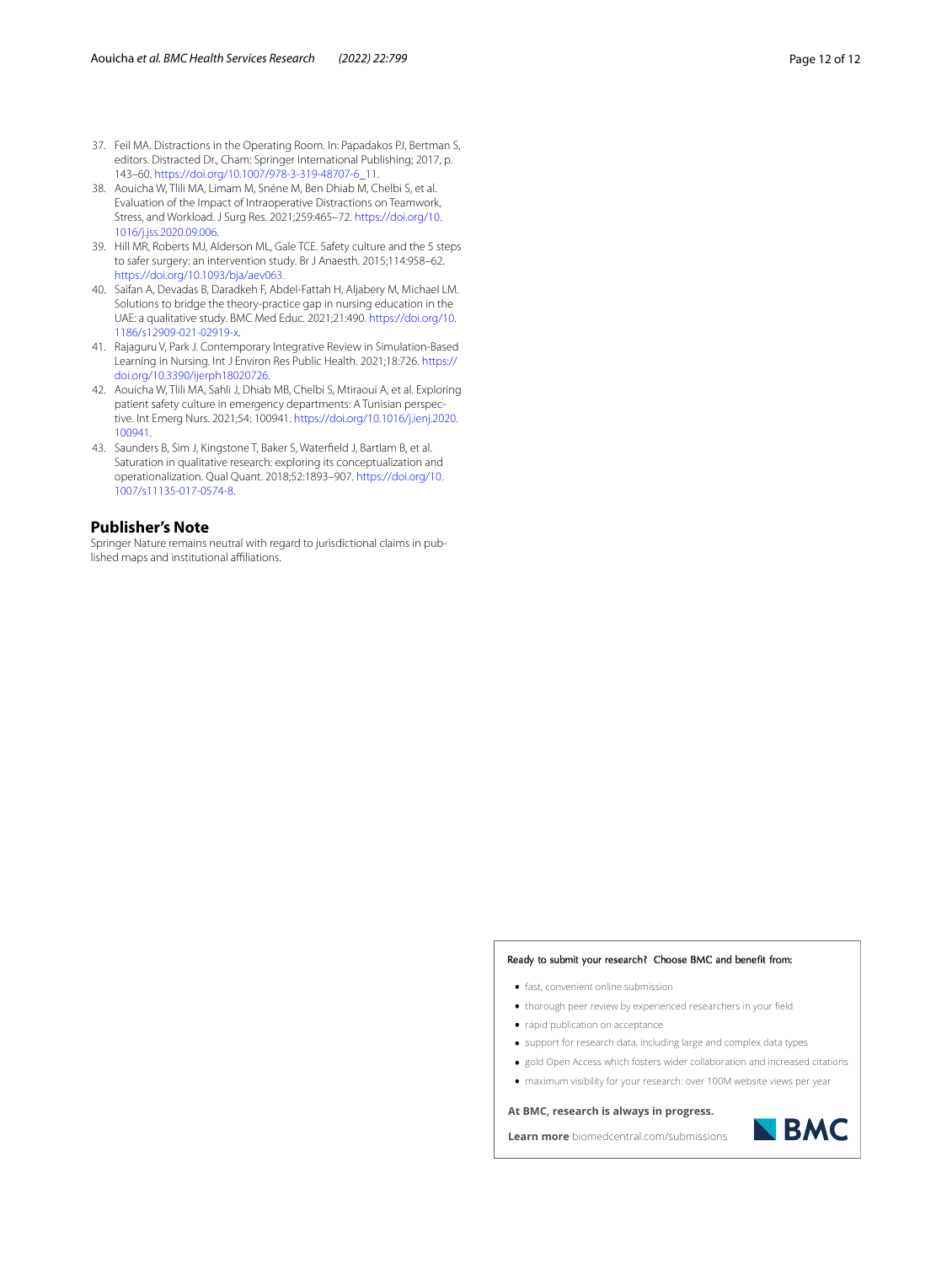37. Feil MA. Distractions in the Operating Room. In: Papadakos PJ, Bertman S, editors. Distracted Dr., Cham: Springer International Publishing; 2017, p. 143–60. https://doi.org/10.1007/978-3-319-48707-6_11.
38. Aouicha W, Tlili MA, Limam M, Snéne M, Ben Dhiab M, Chelbi S, et al. Evaluation of the Impact of Intraoperative Distractions on Teamwork, Stress, and Workload. J Surg Res. 2021;259:465–72. https://doi.org/10.1016/j.jss.2020.09.006.
39. Hill MR, Roberts MJ, Alderson ML, Gale TCE. Safety culture and the 5 steps to safer surgery: an intervention study. Br J Anaesth. 2015;114:958–62. https://doi.org/10.1093/bja/aev063.
40. Saifan A, Devadas B, Daradkeh F, Abdel-Fattah H, Aljabery M, Michael LM. Solutions to bridge the theory-practice gap in nursing education in the UAE: a qualitative study. BMC Med Educ. 2021;21:490. https://doi.org/10.1186/s12909-021-02919-x.
41. Rajaguru V, Park J. Contemporary Integrative Review in Simulation-Based Learning in Nursing. Int J Environ Res Public Health. 2021;18:726. https://doi.org/10.3390/ijerph18020726.
42. Aouicha W, Tlili MA, Sahli J, Dhiab MB, Chelbi S, Mtiraoui A, et al. Exploring patient safety culture in emergency departments: A Tunisian perspective. Int Emerg Nurs. 2021;54: 100941. https://doi.org/10.1016/j.ienj.2020.100941.
43. Saunders B, Sim J, Kingstone T, Baker S, Waterfield J, Bartlam B, et al. Saturation in qualitative research: exploring its conceptualization and operationalization. Qual Quant. 2018;52:1893–907. https://doi.org/10.1007/s11135-017-0574-8.

## Publisher's Note

Springer Nature remains neutral with regard to jurisdictional claims in published maps and institutional affiliations.

Ready to submit your research? Choose BMC and benefit from:

- fast, convenient online submission
- thorough peer review by experienced researchers in your field
- rapid publication on acceptance
- support for research data, including large and complex data types
- gold Open Access which fosters wider collaboration and increased citations
- maximum visibility for your research: over 100M website views per year

**At BMC, research is always in progress.**

**Learn more** biomedcentral.com/submissions

BMC